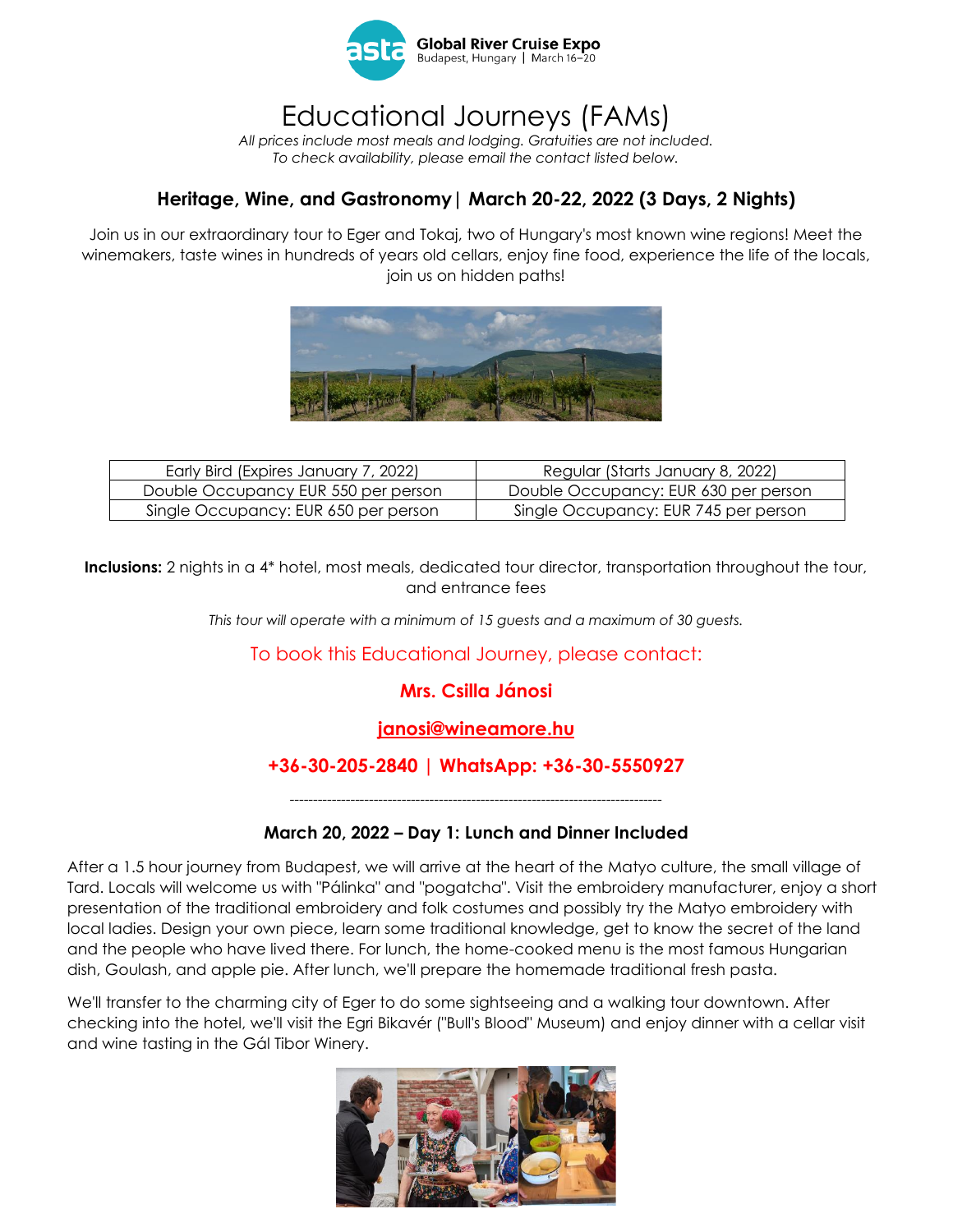**Global River Cruise Expo**
Budapest, Hungary | March 16–20

# Educational Journeys (FAMs)

*All prices include most meals and lodging. Gratuities are not included.*
*To check availability, please email the contact listed below.*

## Heritage, Wine, and Gastronomy| March 20-22, 2022 (3 Days, 2 Nights)

Join us in our extraordinary tour to Eger and Tokaj, two of Hungary's most known wine regions! Meet the winemakers, taste wines in hundreds of years old cellars, enjoy fine food, experience the life of the locals, join us on hidden paths!

| Early Bird (Expires January 7, 2022) | Regular (Starts January 8, 2022) |
|---|---|
| Double Occupancy EUR 550 per person | Double Occupancy: EUR 630 per person |
| Single Occupancy: EUR 650 per person | Single Occupancy: EUR 745 per person |

**Inclusions:** 2 nights in a 4* hotel, most meals, dedicated tour director, transportation throughout the tour, and entrance fees

*This tour will operate with a minimum of 15 guests and a maximum of 30 guests.*

To book this Educational Journey, please contact:

**Mrs. Csilla Jánosi**

**janosi@wineamore.hu**

**+36-30-205-2840 | WhatsApp: +36-30-5550927**

---

### March 20, 2022 – Day 1: Lunch and Dinner Included

After a 1.5 hour journey from Budapest, we will arrive at the heart of the Matyo culture, the small village of Tard. Locals will welcome us with "Pálinka" and "pogatcha". Visit the embroidery manufacturer, enjoy a short presentation of the traditional embroidery and folk costumes and possibly try the Matyo embroidery with local ladies. Design your own piece, learn some traditional knowledge, get to know the secret of the land and the people who have lived there. For lunch, the home-cooked menu is the most famous Hungarian dish, Goulash, and apple pie. After lunch, we'll prepare the homemade traditional fresh pasta.

We'll transfer to the charming city of Eger to do some sightseeing and a walking tour downtown. After checking into the hotel, we'll visit the Egri Bikavér ("Bull's Blood" Museum) and enjoy dinner with a cellar visit and wine tasting in the Gál Tibor Winery.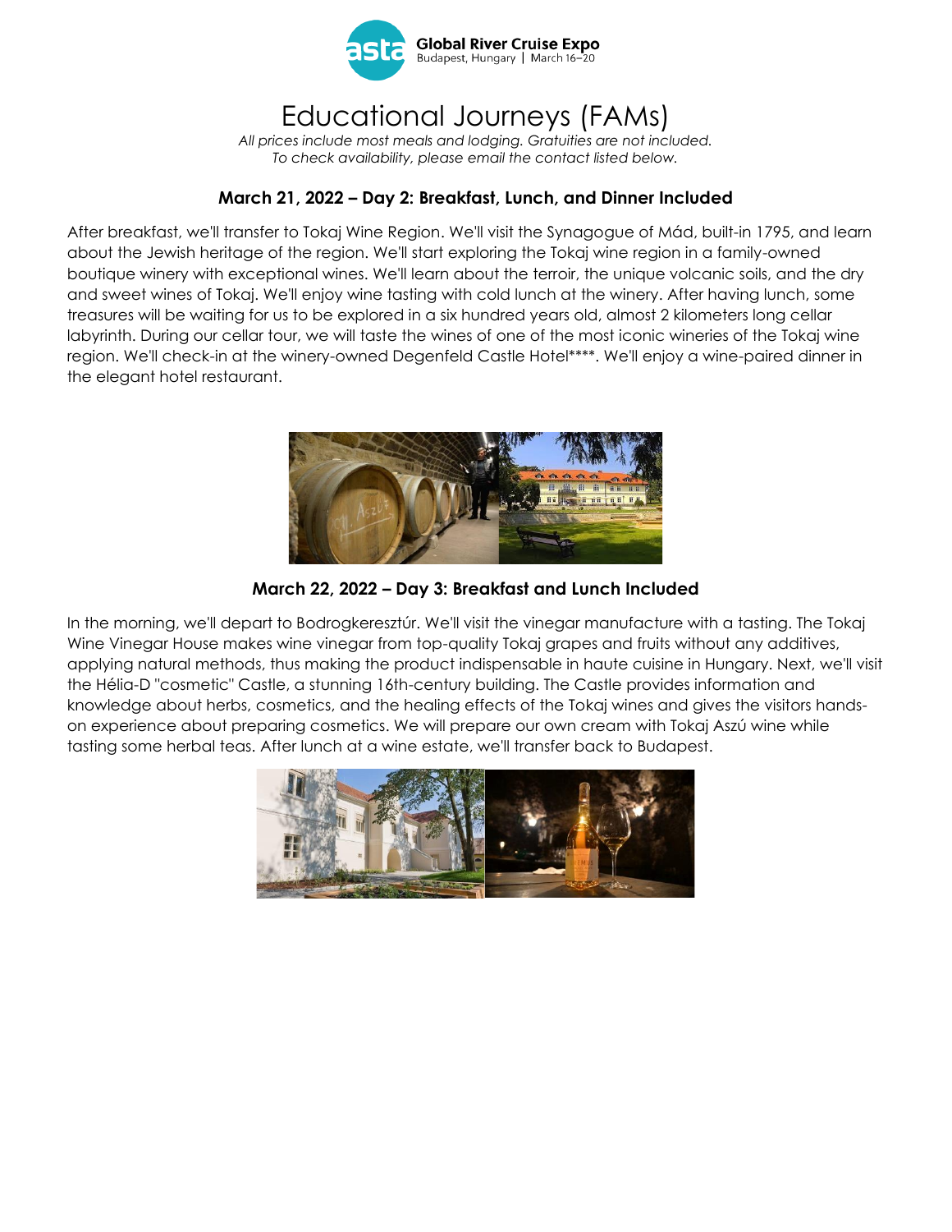# Educational Journeys (FAMs)

*All prices include most meals and lodging. Gratuities are not included.*
*To check availability, please email the contact listed below.*

### March 21, 2022 – Day 2: Breakfast, Lunch, and Dinner Included

After breakfast, we'll transfer to Tokaj Wine Region. We'll visit the Synagogue of Mád, built-in 1795, and learn about the Jewish heritage of the region. We'll start exploring the Tokaj wine region in a family-owned boutique winery with exceptional wines. We'll learn about the terroir, the unique volcanic soils, and the dry and sweet wines of Tokaj. We'll enjoy wine tasting with cold lunch at the winery. After having lunch, some treasures will be waiting for us to be explored in a six hundred years old, almost 2 kilometers long cellar labyrinth. During our cellar tour, we will taste the wines of one of the most iconic wineries of the Tokaj wine region. We'll check-in at the winery-owned Degenfeld Castle Hotel****. We'll enjoy a wine-paired dinner in the elegant hotel restaurant.

### March 22, 2022 – Day 3: Breakfast and Lunch Included

In the morning, we'll depart to Bodrogkeresztúr. We'll visit the vinegar manufacture with a tasting. The Tokaj Wine Vinegar House makes wine vinegar from top-quality Tokaj grapes and fruits without any additives, applying natural methods, thus making the product indispensable in haute cuisine in Hungary. Next, we'll visit the Hélia-D "cosmetic" Castle, a stunning 16th-century building. The Castle provides information and knowledge about herbs, cosmetics, and the healing effects of the Tokaj wines and gives the visitors hands-on experience about preparing cosmetics. We will prepare our own cream with Tokaj Aszú wine while tasting some herbal teas. After lunch at a wine estate, we'll transfer back to Budapest.